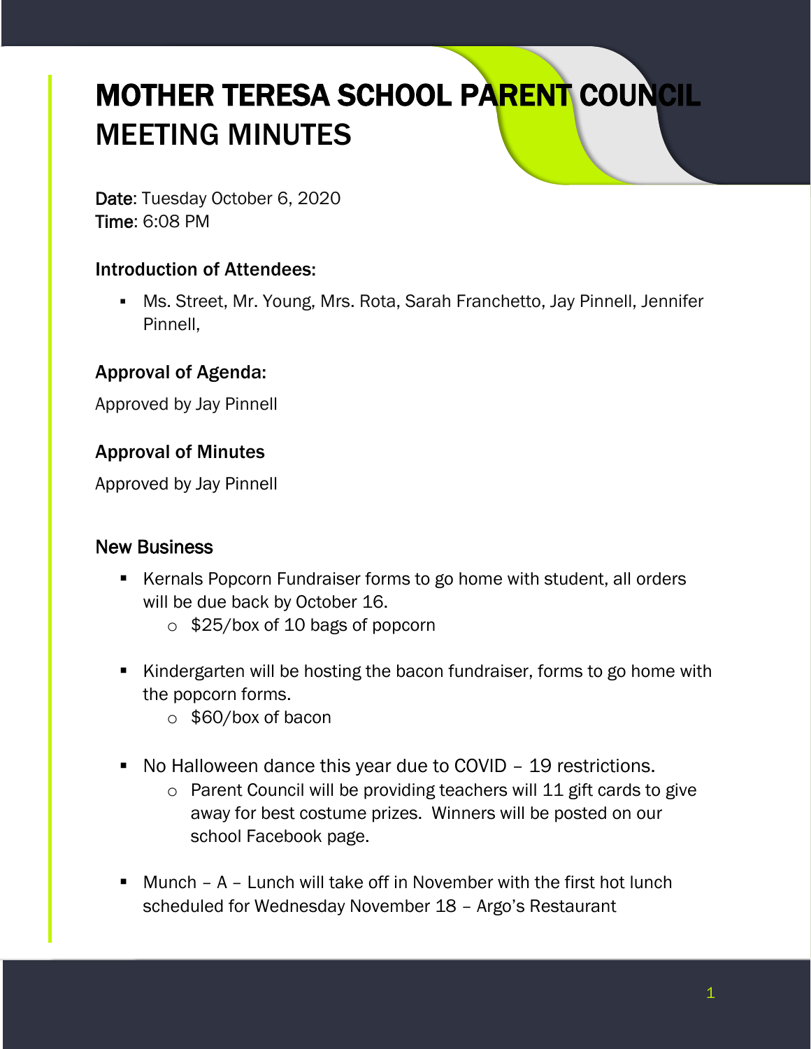# MOTHER TERESA SCHOOL PARENT COUNCIL MEETING MINUTES

**Date**: Tuesday October 6, 2020
**Time**: 6:08 PM

### Introduction of Attendees:

- Ms. Street, Mr. Young, Mrs. Rota, Sarah Franchetto, Jay Pinnell, Jennifer Pinnell,

### Approval of Agenda:

Approved by Jay Pinnell

### Approval of Minutes

Approved by Jay Pinnell

## New Business

- Kernals Popcorn Fundraiser forms to go home with student, all orders will be due back by October 16.
  - $25/box of 10 bags of popcorn

- Kindergarten will be hosting the bacon fundraiser, forms to go home with the popcorn forms.
  - $60/box of bacon

- No Halloween dance this year due to COVID – 19 restrictions.
  - Parent Council will be providing teachers will 11 gift cards to give away for best costume prizes. Winners will be posted on our school Facebook page.

- Munch – A – Lunch will take off in November with the first hot lunch scheduled for Wednesday November 18 – Argo's Restaurant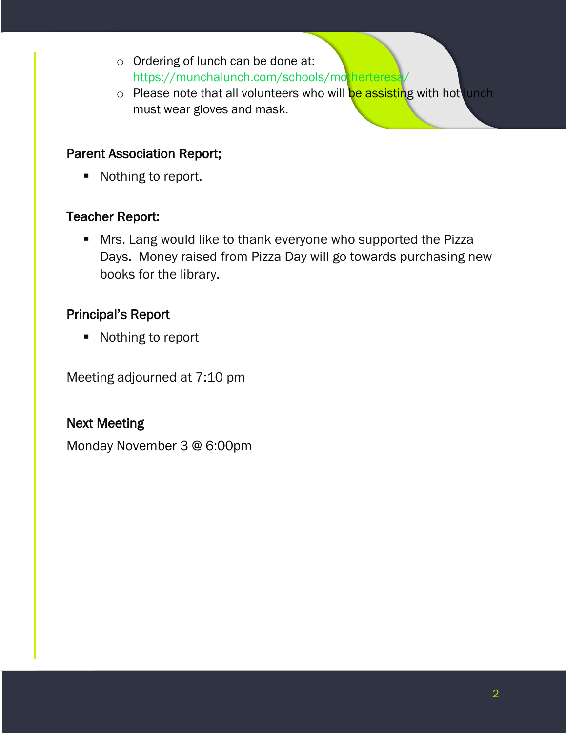- Ordering of lunch can be done at: https://munchalunch.com/schools/motherteresa/
- Please note that all volunteers who will be assisting with hot lunch must wear gloves and mask.

### Parent Association Report;

- Nothing to report.

### Teacher Report:

- Mrs. Lang would like to thank everyone who supported the Pizza Days. Money raised from Pizza Day will go towards purchasing new books for the library.

### Principal's Report

- Nothing to report

Meeting adjourned at 7:10 pm

### Next Meeting

Monday November 3 @ 6:00pm